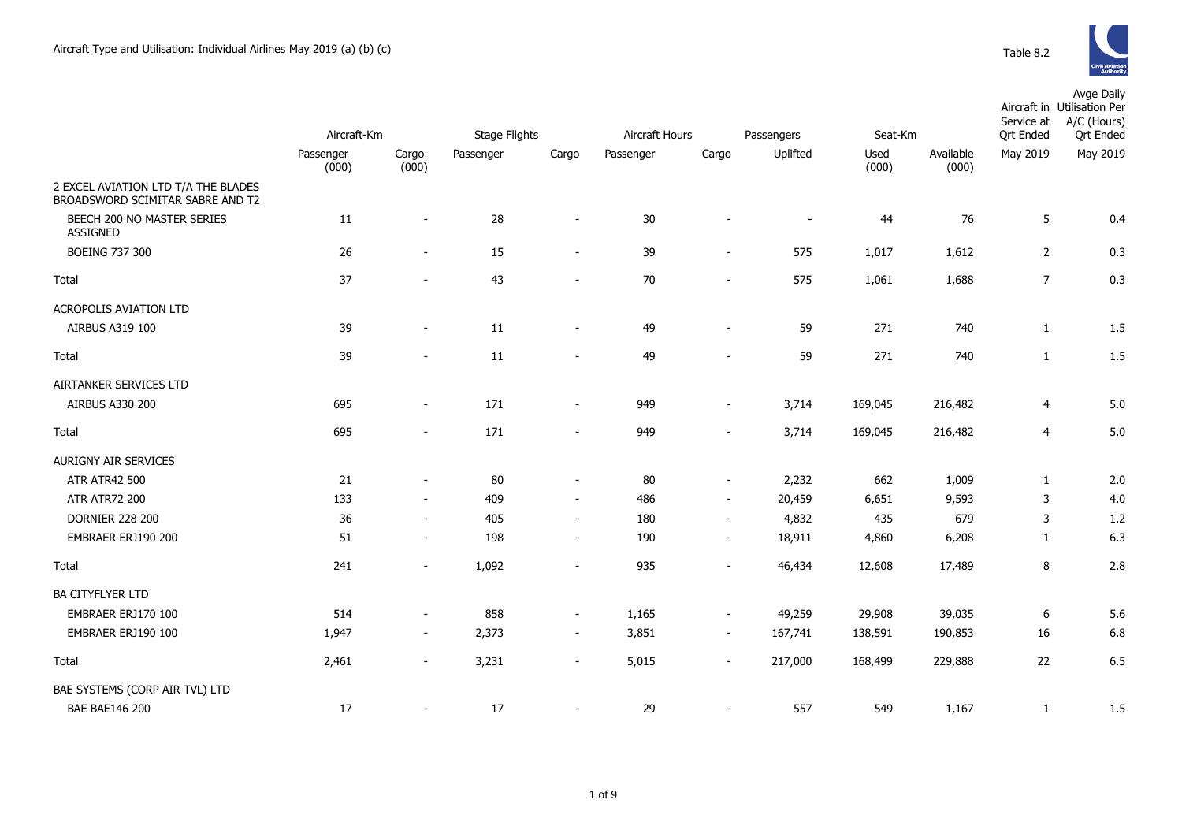Aircraft Type and Utilisation: Individual Airlines May 2019 (a) (b) (c)

Table 8.2

| | Aircraft-Km | | Stage Flights | | Aircraft Hours | | Passengers | Seat-Km | | Aircraft in Service at Qrt Ended | Avge Daily Utilisation Per A/C (Hours) Qrt Ended |
|---|---|---|---|---|---|---|---|---|---|---|---|
| | Passenger (000) | Cargo (000) | Passenger | Cargo | Passenger | Cargo | Uplifted | Used (000) | Available (000) | May 2019 | May 2019 |
| 2 EXCEL AVIATION LTD T/A THE BLADES BROADSWORD SCIMITAR SABRE AND T2 | | | | | | | | | | | |
| BEECH 200 NO MASTER SERIES ASSIGNED | 11 | - | 28 | - | 30 | - | - | 44 | 76 | 5 | 0.4 |
| BOEING 737 300 | 26 | - | 15 | - | 39 | - | 575 | 1,017 | 1,612 | 2 | 0.3 |
| Total | 37 | - | 43 | - | 70 | - | 575 | 1,061 | 1,688 | 7 | 0.3 |
| ACROPOLIS AVIATION LTD | | | | | | | | | | | |
| AIRBUS A319 100 | 39 | - | 11 | - | 49 | - | 59 | 271 | 740 | 1 | 1.5 |
| Total | 39 | - | 11 | - | 49 | - | 59 | 271 | 740 | 1 | 1.5 |
| AIRTANKER SERVICES LTD | | | | | | | | | | | |
| AIRBUS A330 200 | 695 | - | 171 | - | 949 | - | 3,714 | 169,045 | 216,482 | 4 | 5.0 |
| Total | 695 | - | 171 | - | 949 | - | 3,714 | 169,045 | 216,482 | 4 | 5.0 |
| AURIGNY AIR SERVICES | | | | | | | | | | | |
| ATR ATR42 500 | 21 | - | 80 | - | 80 | - | 2,232 | 662 | 1,009 | 1 | 2.0 |
| ATR ATR72 200 | 133 | - | 409 | - | 486 | - | 20,459 | 6,651 | 9,593 | 3 | 4.0 |
| DORNIER 228 200 | 36 | - | 405 | - | 180 | - | 4,832 | 435 | 679 | 3 | 1.2 |
| EMBRAER ERJ190 200 | 51 | - | 198 | - | 190 | - | 18,911 | 4,860 | 6,208 | 1 | 6.3 |
| Total | 241 | - | 1,092 | - | 935 | - | 46,434 | 12,608 | 17,489 | 8 | 2.8 |
| BA CITYFLYER LTD | | | | | | | | | | | |
| EMBRAER ERJ170 100 | 514 | - | 858 | - | 1,165 | - | 49,259 | 29,908 | 39,035 | 6 | 5.6 |
| EMBRAER ERJ190 100 | 1,947 | - | 2,373 | - | 3,851 | - | 167,741 | 138,591 | 190,853 | 16 | 6.8 |
| Total | 2,461 | - | 3,231 | - | 5,015 | - | 217,000 | 168,499 | 229,888 | 22 | 6.5 |
| BAE SYSTEMS (CORP AIR TVL) LTD | | | | | | | | | | | |
| BAE BAE146 200 | 17 | - | 17 | - | 29 | - | 557 | 549 | 1,167 | 1 | 1.5 |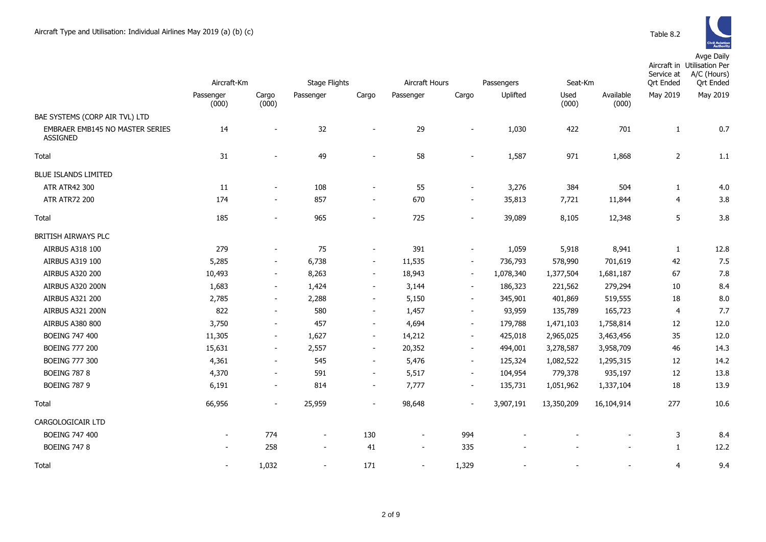Aircraft Type and Utilisation: Individual Airlines May 2019 (a) (b) (c)

Table 8.2

| | Aircraft-Km | | Stage Flights | | Aircraft Hours | | Passengers | Seat-Km | | Aircraft in Service at Qrt Ended | Avge Daily Utilisation Per A/C (Hours) Qrt Ended |
|---|---|---|---|---|---|---|---|---|---|---|---|
| | Passenger (000) | Cargo (000) | Passenger | Cargo | Passenger | Cargo | Uplifted | Used (000) | Available (000) | May 2019 | May 2019 |
| BAE SYSTEMS (CORP AIR TVL) LTD | | | | | | | | | | | |
| EMBRAER EMB145 NO MASTER SERIES ASSIGNED | 14 | - | 32 | - | 29 | - | 1,030 | 422 | 701 | 1 | 0.7 |
| Total | 31 | - | 49 | - | 58 | - | 1,587 | 971 | 1,868 | 2 | 1.1 |
| BLUE ISLANDS LIMITED | | | | | | | | | | | |
| ATR ATR42 300 | 11 | - | 108 | - | 55 | - | 3,276 | 384 | 504 | 1 | 4.0 |
| ATR ATR72 200 | 174 | - | 857 | - | 670 | - | 35,813 | 7,721 | 11,844 | 4 | 3.8 |
| Total | 185 | - | 965 | - | 725 | - | 39,089 | 8,105 | 12,348 | 5 | 3.8 |
| BRITISH AIRWAYS PLC | | | | | | | | | | | |
| AIRBUS A318 100 | 279 | - | 75 | - | 391 | - | 1,059 | 5,918 | 8,941 | 1 | 12.8 |
| AIRBUS A319 100 | 5,285 | - | 6,738 | - | 11,535 | - | 736,793 | 578,990 | 701,619 | 42 | 7.5 |
| AIRBUS A320 200 | 10,493 | - | 8,263 | - | 18,943 | - | 1,078,340 | 1,377,504 | 1,681,187 | 67 | 7.8 |
| AIRBUS A320 200N | 1,683 | - | 1,424 | - | 3,144 | - | 186,323 | 221,562 | 279,294 | 10 | 8.4 |
| AIRBUS A321 200 | 2,785 | - | 2,288 | - | 5,150 | - | 345,901 | 401,869 | 519,555 | 18 | 8.0 |
| AIRBUS A321 200N | 822 | - | 580 | - | 1,457 | - | 93,959 | 135,789 | 165,723 | 4 | 7.7 |
| AIRBUS A380 800 | 3,750 | - | 457 | - | 4,694 | - | 179,788 | 1,471,103 | 1,758,814 | 12 | 12.0 |
| BOEING 747 400 | 11,305 | - | 1,627 | - | 14,212 | - | 425,018 | 2,965,025 | 3,463,456 | 35 | 12.0 |
| BOEING 777 200 | 15,631 | - | 2,557 | - | 20,352 | - | 494,001 | 3,278,587 | 3,958,709 | 46 | 14.3 |
| BOEING 777 300 | 4,361 | - | 545 | - | 5,476 | - | 125,324 | 1,082,522 | 1,295,315 | 12 | 14.2 |
| BOEING 787 8 | 4,370 | - | 591 | - | 5,517 | - | 104,954 | 779,378 | 935,197 | 12 | 13.8 |
| BOEING 787 9 | 6,191 | - | 814 | - | 7,777 | - | 135,731 | 1,051,962 | 1,337,104 | 18 | 13.9 |
| Total | 66,956 | - | 25,959 | - | 98,648 | - | 3,907,191 | 13,350,209 | 16,104,914 | 277 | 10.6 |
| CARGOLOGICAIR LTD | | | | | | | | | | | |
| BOEING 747 400 | - | 774 | - | 130 | - | 994 | - | - | - | 3 | 8.4 |
| BOEING 747 8 | - | 258 | - | 41 | - | 335 | - | - | - | 1 | 12.2 |
| Total | - | 1,032 | - | 171 | - | 1,329 | - | - | - | 4 | 9.4 |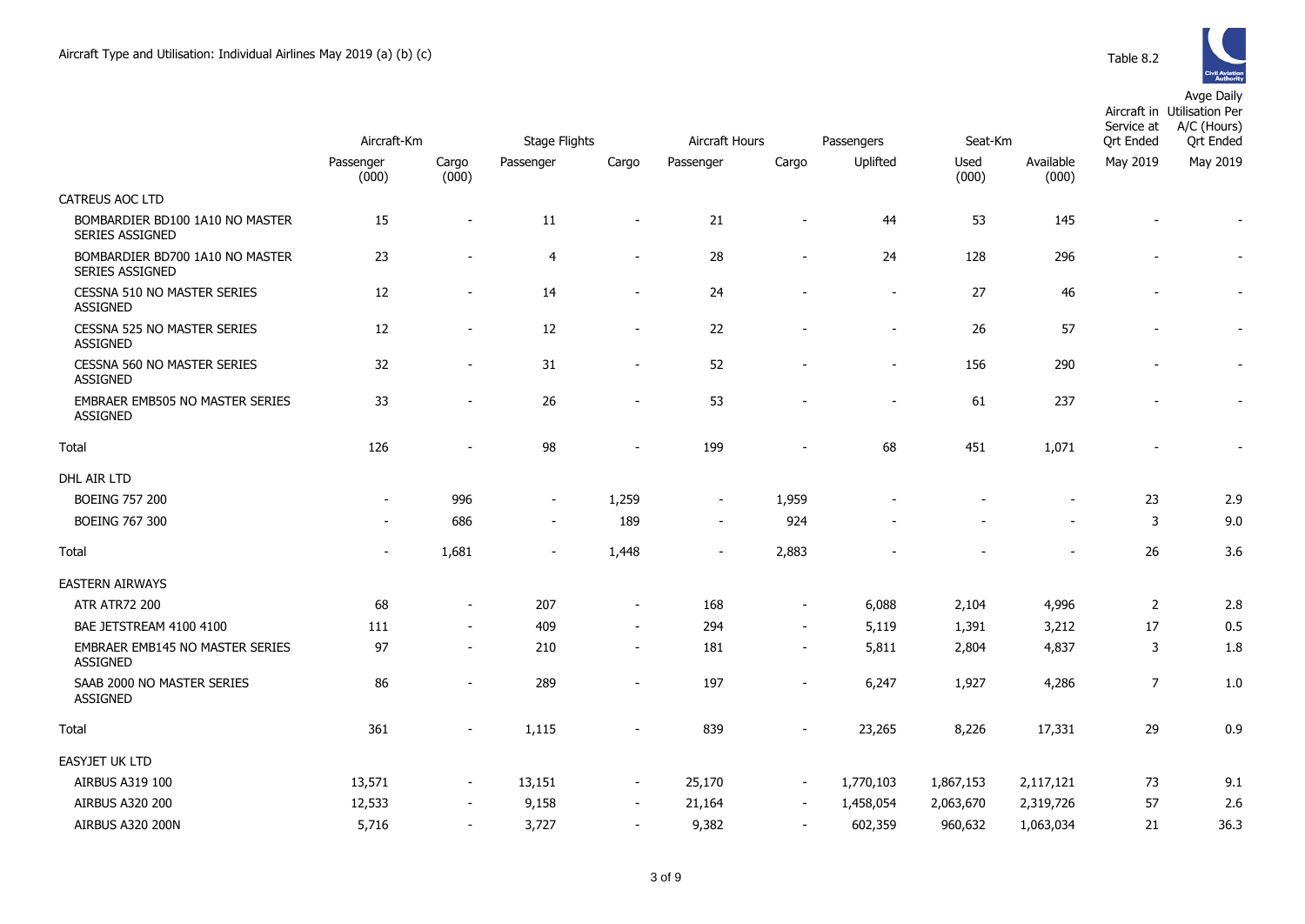Aircraft Type and Utilisation: Individual Airlines May 2019 (a) (b) (c)

Table 8.2

| | Aircraft-Km | | Stage Flights | | Aircraft Hours | | Passengers | Seat-Km | | Aircraft in Service at Qrt Ended | Avge Daily Utilisation Per A/C (Hours) Qrt Ended |
|---|---|---|---|---|---|---|---|---|---|---|---|
| | Passenger (000) | Cargo (000) | Passenger | Cargo | Passenger | Cargo | Uplifted | Used (000) | Available (000) | May 2019 | May 2019 |
| CATREUS AOC LTD | | | | | | | | | | | |
| BOMBARDIER BD100 1A10 NO MASTER SERIES ASSIGNED | 15 | - | 11 | - | 21 | - | 44 | 53 | 145 | - | - |
| BOMBARDIER BD700 1A10 NO MASTER SERIES ASSIGNED | 23 | - | 4 | - | 28 | - | 24 | 128 | 296 | - | - |
| CESSNA 510 NO MASTER SERIES ASSIGNED | 12 | - | 14 | - | 24 | - | - | 27 | 46 | - | - |
| CESSNA 525 NO MASTER SERIES ASSIGNED | 12 | - | 12 | - | 22 | - | - | 26 | 57 | - | - |
| CESSNA 560 NO MASTER SERIES ASSIGNED | 32 | - | 31 | - | 52 | - | - | 156 | 290 | - | - |
| EMBRAER EMB505 NO MASTER SERIES ASSIGNED | 33 | - | 26 | - | 53 | - | - | 61 | 237 | - | - |
| Total | 126 | - | 98 | - | 199 | - | 68 | 451 | 1,071 | - | - |
| DHL AIR LTD | | | | | | | | | | | |
| BOEING 757 200 | - | 996 | - | 1,259 | - | 1,959 | - | - | - | 23 | 2.9 |
| BOEING 767 300 | - | 686 | - | 189 | - | 924 | - | - | - | 3 | 9.0 |
| Total | - | 1,681 | - | 1,448 | - | 2,883 | - | - | - | 26 | 3.6 |
| EASTERN AIRWAYS | | | | | | | | | | | |
| ATR ATR72 200 | 68 | - | 207 | - | 168 | - | 6,088 | 2,104 | 4,996 | 2 | 2.8 |
| BAE JETSTREAM 4100 4100 | 111 | - | 409 | - | 294 | - | 5,119 | 1,391 | 3,212 | 17 | 0.5 |
| EMBRAER EMB145 NO MASTER SERIES ASSIGNED | 97 | - | 210 | - | 181 | - | 5,811 | 2,804 | 4,837 | 3 | 1.8 |
| SAAB 2000 NO MASTER SERIES ASSIGNED | 86 | - | 289 | - | 197 | - | 6,247 | 1,927 | 4,286 | 7 | 1.0 |
| Total | 361 | - | 1,115 | - | 839 | - | 23,265 | 8,226 | 17,331 | 29 | 0.9 |
| EASYJET UK LTD | | | | | | | | | | | |
| AIRBUS A319 100 | 13,571 | - | 13,151 | - | 25,170 | - | 1,770,103 | 1,867,153 | 2,117,121 | 73 | 9.1 |
| AIRBUS A320 200 | 12,533 | - | 9,158 | - | 21,164 | - | 1,458,054 | 2,063,670 | 2,319,726 | 57 | 2.6 |
| AIRBUS A320 200N | 5,716 | - | 3,727 | - | 9,382 | - | 602,359 | 960,632 | 1,063,034 | 21 | 36.3 |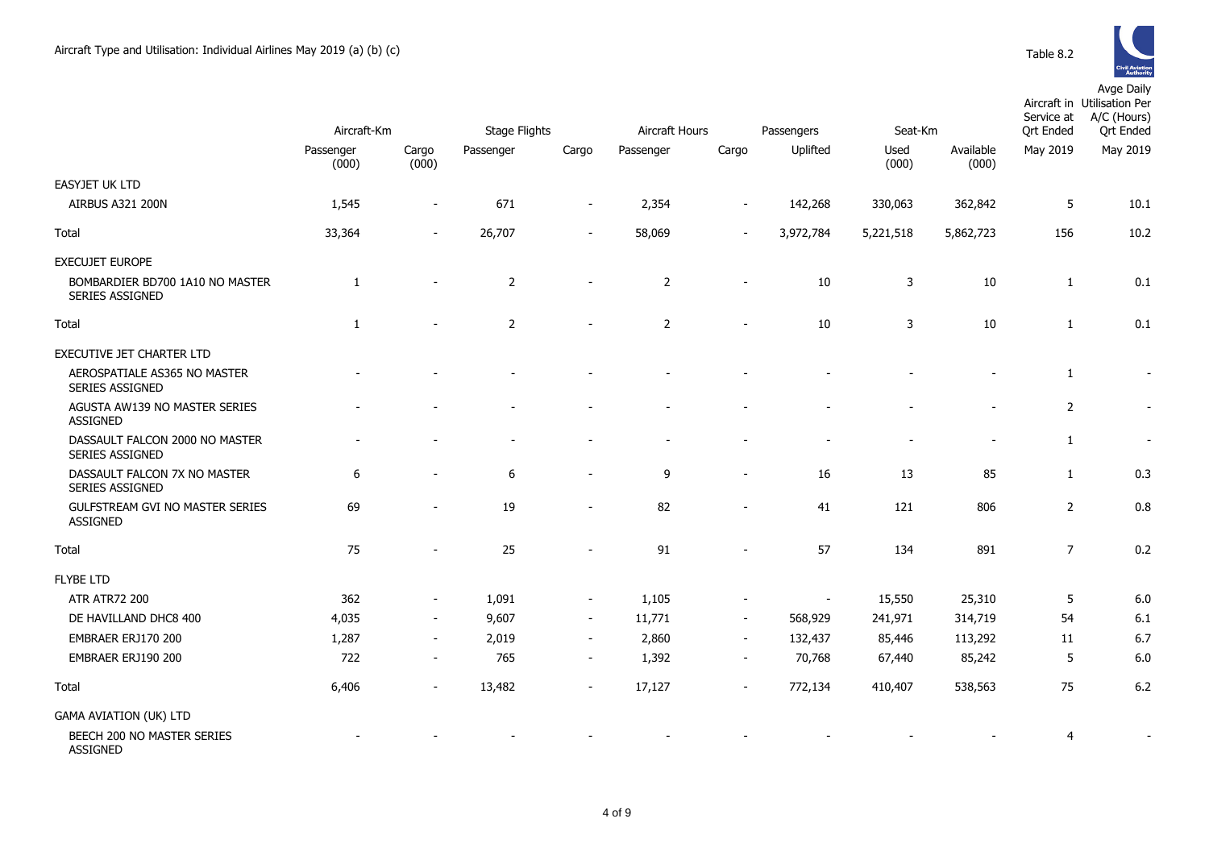Aircraft Type and Utilisation: Individual Airlines May 2019 (a) (b) (c)

Table 8.2

| | Aircraft-Km | | Stage Flights | | Aircraft Hours | | Passengers | Seat-Km | | Aircraft in Service at Qrt Ended | Avge Daily Utilisation Per A/C (Hours) Qrt Ended |
|---|---|---|---|---|---|---|---|---|---|---|---|
| | Passenger (000) | Cargo (000) | Passenger | Cargo | Passenger | Cargo | Uplifted | Used (000) | Available (000) | May 2019 | May 2019 |
| EASYJET UK LTD | | | | | | | | | | | |
| AIRBUS A321 200N | 1,545 | - | 671 | - | 2,354 | - | 142,268 | 330,063 | 362,842 | 5 | 10.1 |
| Total | 33,364 | - | 26,707 | - | 58,069 | - | 3,972,784 | 5,221,518 | 5,862,723 | 156 | 10.2 |
| EXECUJET EUROPE | | | | | | | | | | | |
| BOMBARDIER BD700 1A10 NO MASTER SERIES ASSIGNED | 1 | - | 2 | - | 2 | - | 10 | 3 | 10 | 1 | 0.1 |
| Total | 1 | - | 2 | - | 2 | - | 10 | 3 | 10 | 1 | 0.1 |
| EXECUTIVE JET CHARTER LTD | | | | | | | | | | | |
| AEROSPATIALE AS365 NO MASTER SERIES ASSIGNED | - | - | - | - | - | - | - | - | - | 1 | - |
| AGUSTA AW139 NO MASTER SERIES ASSIGNED | - | - | - | - | - | - | - | - | - | 2 | - |
| DASSAULT FALCON 2000 NO MASTER SERIES ASSIGNED | - | - | - | - | - | - | - | - | - | 1 | - |
| DASSAULT FALCON 7X NO MASTER SERIES ASSIGNED | 6 | - | 6 | - | 9 | - | 16 | 13 | 85 | 1 | 0.3 |
| GULFSTREAM GVI NO MASTER SERIES ASSIGNED | 69 | - | 19 | - | 82 | - | 41 | 121 | 806 | 2 | 0.8 |
| Total | 75 | - | 25 | - | 91 | - | 57 | 134 | 891 | 7 | 0.2 |
| FLYBE LTD | | | | | | | | | | | |
| ATR ATR72 200 | 362 | - | 1,091 | - | 1,105 | - | - | 15,550 | 25,310 | 5 | 6.0 |
| DE HAVILLAND DHC8 400 | 4,035 | - | 9,607 | - | 11,771 | - | 568,929 | 241,971 | 314,719 | 54 | 6.1 |
| EMBRAER ERJ170 200 | 1,287 | - | 2,019 | - | 2,860 | - | 132,437 | 85,446 | 113,292 | 11 | 6.7 |
| EMBRAER ERJ190 200 | 722 | - | 765 | - | 1,392 | - | 70,768 | 67,440 | 85,242 | 5 | 6.0 |
| Total | 6,406 | - | 13,482 | - | 17,127 | - | 772,134 | 410,407 | 538,563 | 75 | 6.2 |
| GAMA AVIATION (UK) LTD | | | | | | | | | | | |
| BEECH 200 NO MASTER SERIES ASSIGNED | - | - | - | - | - | - | - | - | - | 4 | - |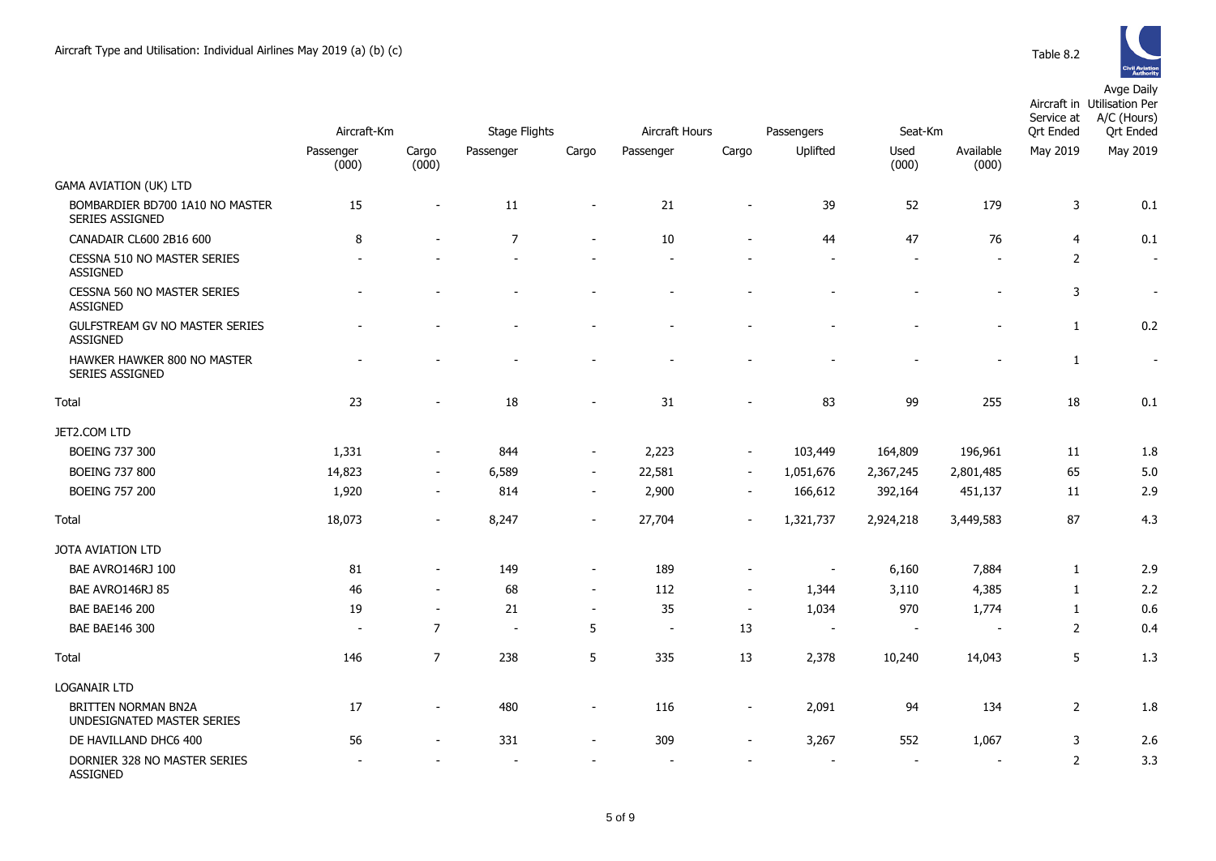Aircraft Type and Utilisation: Individual Airlines May 2019 (a) (b) (c)

Table 8.2

| | Aircraft-Km | | Stage Flights | | Aircraft Hours | | Passengers | Seat-Km | | Aircraft in Service at Qrt Ended | Avge Daily Utilisation Per A/C (Hours) Qrt Ended |
|---|---|---|---|---|---|---|---|---|---|---|---|
| | Passenger (000) | Cargo (000) | Passenger | Cargo | Passenger | Cargo | Uplifted | Used (000) | Available (000) | May 2019 | May 2019 |
| GAMA AVIATION (UK) LTD | | | | | | | | | | | |
| BOMBARDIER BD700 1A10 NO MASTER SERIES ASSIGNED | 15 | - | 11 | - | 21 | - | 39 | 52 | 179 | 3 | 0.1 |
| CANADAIR CL600 2B16 600 | 8 | - | 7 | - | 10 | - | 44 | 47 | 76 | 4 | 0.1 |
| CESSNA 510 NO MASTER SERIES ASSIGNED | - | - | - | - | - | - | - | - | - | 2 | - |
| CESSNA 560 NO MASTER SERIES ASSIGNED | - | - | - | - | - | - | - | - | - | 3 | - |
| GULFSTREAM GV NO MASTER SERIES ASSIGNED | - | - | - | - | - | - | - | - | - | 1 | 0.2 |
| HAWKER HAWKER 800 NO MASTER SERIES ASSIGNED | - | - | - | - | - | - | - | - | - | 1 | - |
| Total | 23 | - | 18 | - | 31 | - | 83 | 99 | 255 | 18 | 0.1 |
| JET2.COM LTD | | | | | | | | | | | |
| BOEING 737 300 | 1,331 | - | 844 | - | 2,223 | - | 103,449 | 164,809 | 196,961 | 11 | 1.8 |
| BOEING 737 800 | 14,823 | - | 6,589 | - | 22,581 | - | 1,051,676 | 2,367,245 | 2,801,485 | 65 | 5.0 |
| BOEING 757 200 | 1,920 | - | 814 | - | 2,900 | - | 166,612 | 392,164 | 451,137 | 11 | 2.9 |
| Total | 18,073 | - | 8,247 | - | 27,704 | - | 1,321,737 | 2,924,218 | 3,449,583 | 87 | 4.3 |
| JOTA AVIATION LTD | | | | | | | | | | | |
| BAE AVRO146RJ 100 | 81 | - | 149 | - | 189 | - | - | 6,160 | 7,884 | 1 | 2.9 |
| BAE AVRO146RJ 85 | 46 | - | 68 | - | 112 | - | 1,344 | 3,110 | 4,385 | 1 | 2.2 |
| BAE BAE146 200 | 19 | - | 21 | - | 35 | - | 1,034 | 970 | 1,774 | 1 | 0.6 |
| BAE BAE146 300 | - | 7 | - | 5 | - | 13 | - | - | - | 2 | 0.4 |
| Total | 146 | 7 | 238 | 5 | 335 | 13 | 2,378 | 10,240 | 14,043 | 5 | 1.3 |
| LOGANAIR LTD | | | | | | | | | | | |
| BRITTEN NORMAN BN2A UNDESIGNATED MASTER SERIES | 17 | - | 480 | - | 116 | - | 2,091 | 94 | 134 | 2 | 1.8 |
| DE HAVILLAND DHC6 400 | 56 | - | 331 | - | 309 | - | 3,267 | 552 | 1,067 | 3 | 2.6 |
| DORNIER 328 NO MASTER SERIES ASSIGNED | - | - | - | - | - | - | - | - | - | 2 | 3.3 |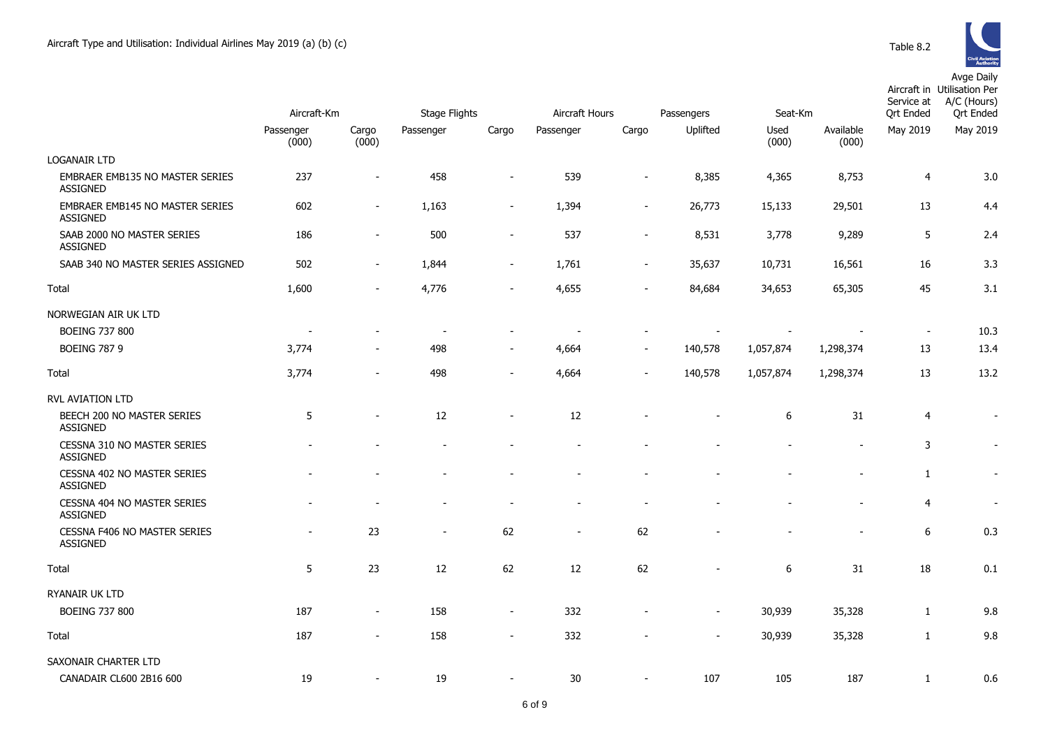Aircraft Type and Utilisation: Individual Airlines May 2019 (a) (b) (c)

Table 8.2

| | Aircraft-Km | | Stage Flights | | Aircraft Hours | | Passengers | Seat-Km | | Aircraft in Service at Qrt Ended | Avge Daily Utilisation Per A/C (Hours) Qrt Ended |
|---|---|---|---|---|---|---|---|---|---|---|---|
| | Passenger (000) | Cargo (000) | Passenger | Cargo | Passenger | Cargo | Uplifted | Used (000) | Available (000) | May 2019 | May 2019 |
| LOGANAIR LTD | | | | | | | | | | | |
| EMBRAER EMB135 NO MASTER SERIES ASSIGNED | 237 | - | 458 | - | 539 | - | 8,385 | 4,365 | 8,753 | 4 | 3.0 |
| EMBRAER EMB145 NO MASTER SERIES ASSIGNED | 602 | - | 1,163 | - | 1,394 | - | 26,773 | 15,133 | 29,501 | 13 | 4.4 |
| SAAB 2000 NO MASTER SERIES ASSIGNED | 186 | - | 500 | - | 537 | - | 8,531 | 3,778 | 9,289 | 5 | 2.4 |
| SAAB 340 NO MASTER SERIES ASSIGNED | 502 | - | 1,844 | - | 1,761 | - | 35,637 | 10,731 | 16,561 | 16 | 3.3 |
| Total | 1,600 | - | 4,776 | - | 4,655 | - | 84,684 | 34,653 | 65,305 | 45 | 3.1 |
| NORWEGIAN AIR UK LTD | | | | | | | | | | | |
| BOEING 737 800 | - | - | - | - | - | - | - | - | - | - | 10.3 |
| BOEING 787 9 | 3,774 | - | 498 | - | 4,664 | - | 140,578 | 1,057,874 | 1,298,374 | 13 | 13.4 |
| Total | 3,774 | - | 498 | - | 4,664 | - | 140,578 | 1,057,874 | 1,298,374 | 13 | 13.2 |
| RVL AVIATION LTD | | | | | | | | | | | |
| BEECH 200 NO MASTER SERIES ASSIGNED | 5 | - | 12 | - | 12 | - | - | 6 | 31 | 4 | - |
| CESSNA 310 NO MASTER SERIES ASSIGNED | - | - | - | - | - | - | - | - | - | 3 | - |
| CESSNA 402 NO MASTER SERIES ASSIGNED | - | - | - | - | - | - | - | - | - | 1 | - |
| CESSNA 404 NO MASTER SERIES ASSIGNED | - | - | - | - | - | - | - | - | - | 4 | - |
| CESSNA F406 NO MASTER SERIES ASSIGNED | - | 23 | - | 62 | - | 62 | - | - | - | 6 | 0.3 |
| Total | 5 | 23 | 12 | 62 | 12 | 62 | - | 6 | 31 | 18 | 0.1 |
| RYANAIR UK LTD | | | | | | | | | | | |
| BOEING 737 800 | 187 | - | 158 | - | 332 | - | - | 30,939 | 35,328 | 1 | 9.8 |
| Total | 187 | - | 158 | - | 332 | - | - | 30,939 | 35,328 | 1 | 9.8 |
| SAXONAIR CHARTER LTD | | | | | | | | | | | |
| CANADAIR CL600 2B16 600 | 19 | - | 19 | - | 30 | - | 107 | 105 | 187 | 1 | 0.6 |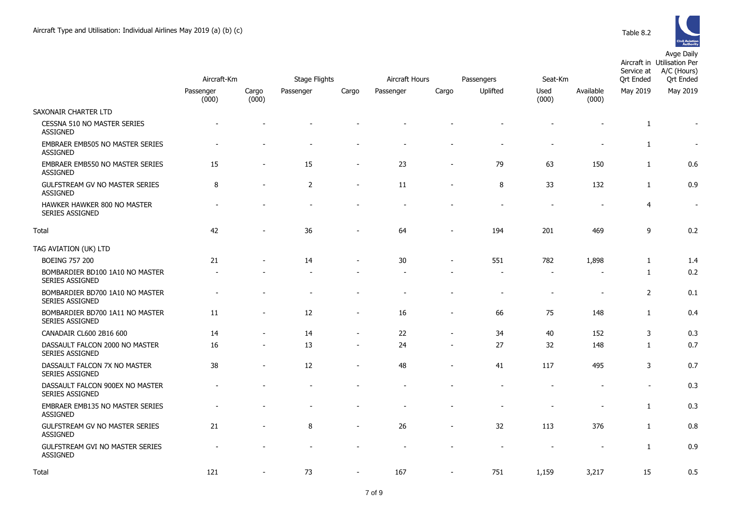Aircraft Type and Utilisation: Individual Airlines May 2019 (a) (b) (c)

Table 8.2

| | Aircraft-Km | | Stage Flights | | Aircraft Hours | | Passengers | Seat-Km | | Aircraft in Service at Qrt Ended | Avge Daily Utilisation Per A/C (Hours) Qrt Ended |
|---|---|---|---|---|---|---|---|---|---|---|---|
| | Passenger (000) | Cargo (000) | Passenger | Cargo | Passenger | Cargo | Uplifted | Used (000) | Available (000) | May 2019 | May 2019 |
| SAXONAIR CHARTER LTD | | | | | | | | | | | |
| CESSNA 510 NO MASTER SERIES ASSIGNED | - | - | - | - | - | - | - | - | - | 1 | - |
| EMBRAER EMB505 NO MASTER SERIES ASSIGNED | - | - | - | - | - | - | - | - | - | 1 | - |
| EMBRAER EMB550 NO MASTER SERIES ASSIGNED | 15 | - | 15 | - | 23 | - | 79 | 63 | 150 | 1 | 0.6 |
| GULFSTREAM GV NO MASTER SERIES ASSIGNED | 8 | - | 2 | - | 11 | - | 8 | 33 | 132 | 1 | 0.9 |
| HAWKER HAWKER 800 NO MASTER SERIES ASSIGNED | - | - | - | - | - | - | - | - | - | 4 | - |
| Total | 42 | - | 36 | - | 64 | - | 194 | 201 | 469 | 9 | 0.2 |
| TAG AVIATION (UK) LTD | | | | | | | | | | | |
| BOEING 757 200 | 21 | - | 14 | - | 30 | - | 551 | 782 | 1,898 | 1 | 1.4 |
| BOMBARDIER BD100 1A10 NO MASTER SERIES ASSIGNED | - | - | - | - | - | - | - | - | - | 1 | 0.2 |
| BOMBARDIER BD700 1A10 NO MASTER SERIES ASSIGNED | - | - | - | - | - | - | - | - | - | 2 | 0.1 |
| BOMBARDIER BD700 1A11 NO MASTER SERIES ASSIGNED | 11 | - | 12 | - | 16 | - | 66 | 75 | 148 | 1 | 0.4 |
| CANADAIR CL600 2B16 600 | 14 | - | 14 | - | 22 | - | 34 | 40 | 152 | 3 | 0.3 |
| DASSAULT FALCON 2000 NO MASTER SERIES ASSIGNED | 16 | - | 13 | - | 24 | - | 27 | 32 | 148 | 1 | 0.7 |
| DASSAULT FALCON 7X NO MASTER SERIES ASSIGNED | 38 | - | 12 | - | 48 | - | 41 | 117 | 495 | 3 | 0.7 |
| DASSAULT FALCON 900EX NO MASTER SERIES ASSIGNED | - | - | - | - | - | - | - | - | - | - | 0.3 |
| EMBRAER EMB135 NO MASTER SERIES ASSIGNED | - | - | - | - | - | - | - | - | - | 1 | 0.3 |
| GULFSTREAM GV NO MASTER SERIES ASSIGNED | 21 | - | 8 | - | 26 | - | 32 | 113 | 376 | 1 | 0.8 |
| GULFSTREAM GVI NO MASTER SERIES ASSIGNED | - | - | - | - | - | - | - | - | - | 1 | 0.9 |
| Total | 121 | - | 73 | - | 167 | - | 751 | 1,159 | 3,217 | 15 | 0.5 |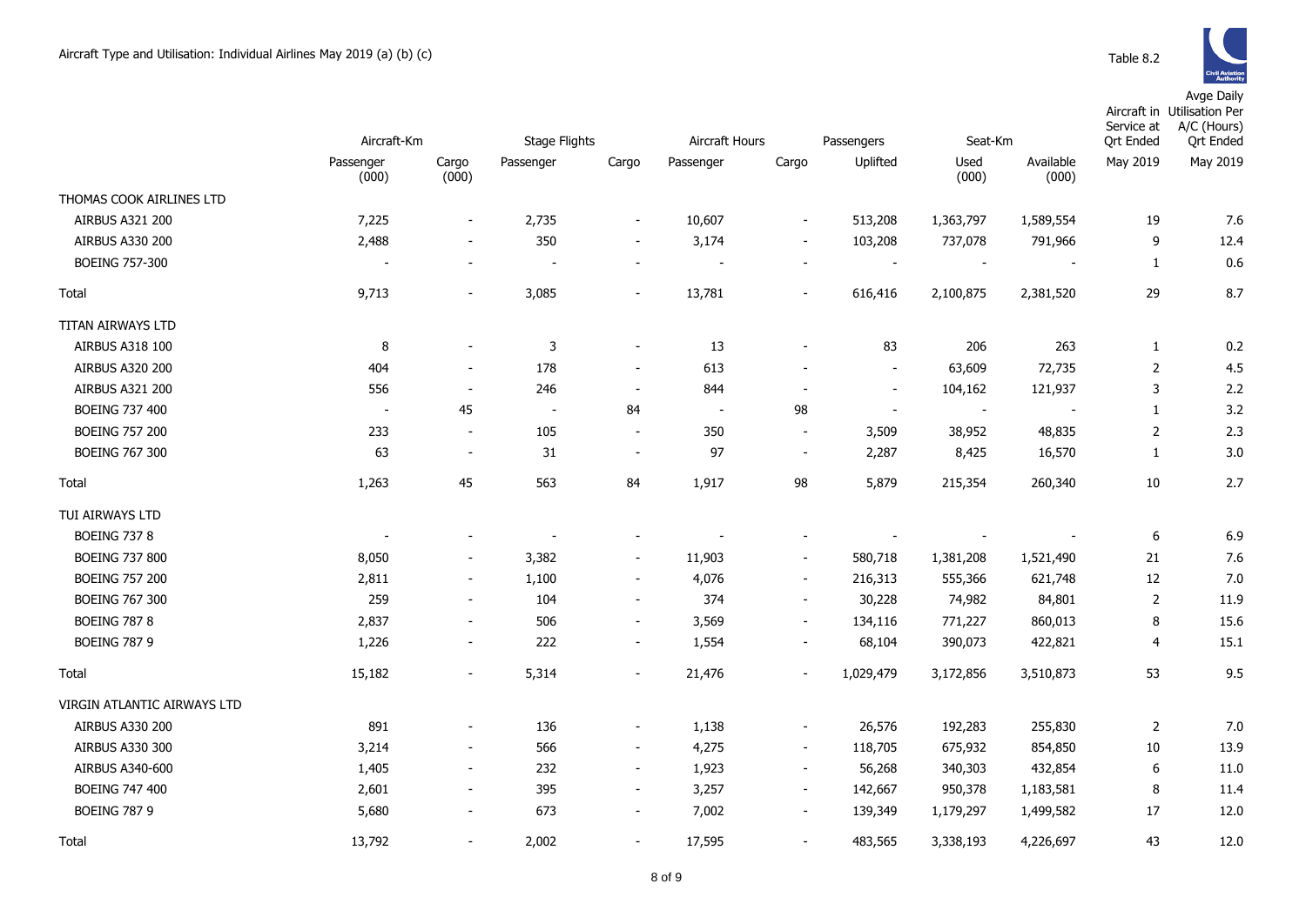Aircraft Type and Utilisation: Individual Airlines May 2019 (a) (b) (c)

Table 8.2

| | Aircraft-Km | | Stage Flights | | Aircraft Hours | | Passengers | Seat-Km | | Aircraft in Service at Qrt Ended | Avge Daily Utilisation Per A/C (Hours) Qrt Ended |
|---|---|---|---|---|---|---|---|---|---|---|---|
| | Passenger (000) | Cargo (000) | Passenger | Cargo | Passenger | Cargo | Uplifted | Used (000) | Available (000) | May 2019 | May 2019 |
| THOMAS COOK AIRLINES LTD | | | | | | | | | | | |
| AIRBUS A321 200 | 7,225 | - | 2,735 | - | 10,607 | - | 513,208 | 1,363,797 | 1,589,554 | 19 | 7.6 |
| AIRBUS A330 200 | 2,488 | - | 350 | - | 3,174 | - | 103,208 | 737,078 | 791,966 | 9 | 12.4 |
| BOEING 757-300 | - | - | - | - | - | - | - | - | - | 1 | 0.6 |
| Total | 9,713 | - | 3,085 | - | 13,781 | - | 616,416 | 2,100,875 | 2,381,520 | 29 | 8.7 |
| TITAN AIRWAYS LTD | | | | | | | | | | | |
| AIRBUS A318 100 | 8 | - | 3 | - | 13 | - | 83 | 206 | 263 | 1 | 0.2 |
| AIRBUS A320 200 | 404 | - | 178 | - | 613 | - | - | 63,609 | 72,735 | 2 | 4.5 |
| AIRBUS A321 200 | 556 | - | 246 | - | 844 | - | - | 104,162 | 121,937 | 3 | 2.2 |
| BOEING 737 400 | - | 45 | - | 84 | - | 98 | - | - | - | 1 | 3.2 |
| BOEING 757 200 | 233 | - | 105 | - | 350 | - | 3,509 | 38,952 | 48,835 | 2 | 2.3 |
| BOEING 767 300 | 63 | - | 31 | - | 97 | - | 2,287 | 8,425 | 16,570 | 1 | 3.0 |
| Total | 1,263 | 45 | 563 | 84 | 1,917 | 98 | 5,879 | 215,354 | 260,340 | 10 | 2.7 |
| TUI AIRWAYS LTD | | | | | | | | | | | |
| BOEING 737 8 | - | - | - | - | - | - | - | - | - | 6 | 6.9 |
| BOEING 737 800 | 8,050 | - | 3,382 | - | 11,903 | - | 580,718 | 1,381,208 | 1,521,490 | 21 | 7.6 |
| BOEING 757 200 | 2,811 | - | 1,100 | - | 4,076 | - | 216,313 | 555,366 | 621,748 | 12 | 7.0 |
| BOEING 767 300 | 259 | - | 104 | - | 374 | - | 30,228 | 74,982 | 84,801 | 2 | 11.9 |
| BOEING 787 8 | 2,837 | - | 506 | - | 3,569 | - | 134,116 | 771,227 | 860,013 | 8 | 15.6 |
| BOEING 787 9 | 1,226 | - | 222 | - | 1,554 | - | 68,104 | 390,073 | 422,821 | 4 | 15.1 |
| Total | 15,182 | - | 5,314 | - | 21,476 | - | 1,029,479 | 3,172,856 | 3,510,873 | 53 | 9.5 |
| VIRGIN ATLANTIC AIRWAYS LTD | | | | | | | | | | | |
| AIRBUS A330 200 | 891 | - | 136 | - | 1,138 | - | 26,576 | 192,283 | 255,830 | 2 | 7.0 |
| AIRBUS A330 300 | 3,214 | - | 566 | - | 4,275 | - | 118,705 | 675,932 | 854,850 | 10 | 13.9 |
| AIRBUS A340-600 | 1,405 | - | 232 | - | 1,923 | - | 56,268 | 340,303 | 432,854 | 6 | 11.0 |
| BOEING 747 400 | 2,601 | - | 395 | - | 3,257 | - | 142,667 | 950,378 | 1,183,581 | 8 | 11.4 |
| BOEING 787 9 | 5,680 | - | 673 | - | 7,002 | - | 139,349 | 1,179,297 | 1,499,582 | 17 | 12.0 |
| Total | 13,792 | - | 2,002 | - | 17,595 | - | 483,565 | 3,338,193 | 4,226,697 | 43 | 12.0 |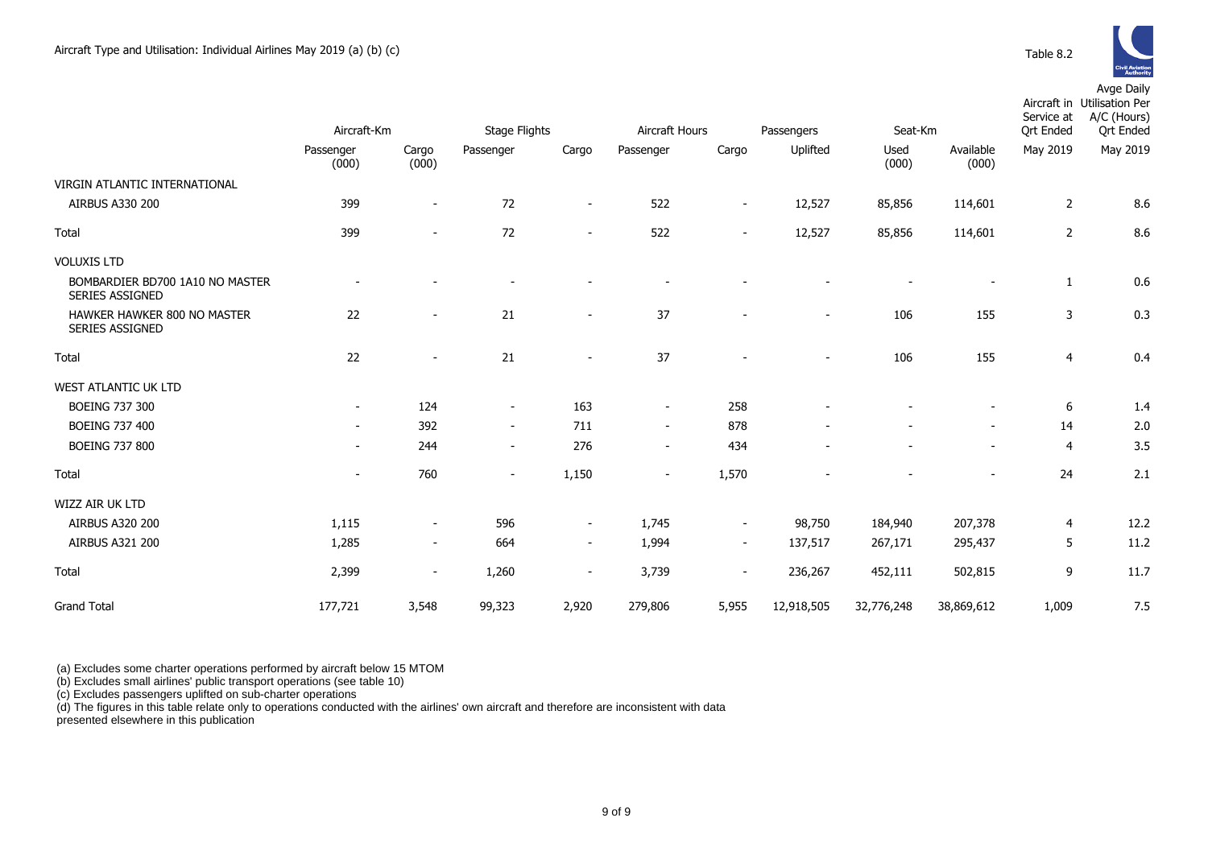Aircraft Type and Utilisation: Individual Airlines May 2019 (a) (b) (c)

Table 8.2

| | Aircraft-Km | | Stage Flights | | Aircraft Hours | | Passengers | Seat-Km | | Aircraft in Service at Qrt Ended | Avge Daily Utilisation Per A/C (Hours) Qrt Ended |
|---|---|---|---|---|---|---|---|---|---|---|---|
| | Passenger (000) | Cargo (000) | Passenger | Cargo | Passenger | Cargo | Uplifted | Used (000) | Available (000) | May 2019 | May 2019 |
| VIRGIN ATLANTIC INTERNATIONAL | | | | | | | | | | | |
| AIRBUS A330 200 | 399 | - | 72 | - | 522 | - | 12,527 | 85,856 | 114,601 | 2 | 8.6 |
| Total | 399 | - | 72 | - | 522 | - | 12,527 | 85,856 | 114,601 | 2 | 8.6 |
| VOLUXIS LTD | | | | | | | | | | | |
| BOMBARDIER BD700 1A10 NO MASTER SERIES ASSIGNED | - | - | - | - | - | - | - | - | - | 1 | 0.6 |
| HAWKER HAWKER 800 NO MASTER SERIES ASSIGNED | 22 | - | 21 | - | 37 | - | - | 106 | 155 | 3 | 0.3 |
| Total | 22 | - | 21 | - | 37 | - | - | 106 | 155 | 4 | 0.4 |
| WEST ATLANTIC UK LTD | | | | | | | | | | | |
| BOEING 737 300 | - | 124 | - | 163 | - | 258 | - | - | - | 6 | 1.4 |
| BOEING 737 400 | - | 392 | - | 711 | - | 878 | - | - | - | 14 | 2.0 |
| BOEING 737 800 | - | 244 | - | 276 | - | 434 | - | - | - | 4 | 3.5 |
| Total | - | 760 | - | 1,150 | - | 1,570 | - | - | - | 24 | 2.1 |
| WIZZ AIR UK LTD | | | | | | | | | | | |
| AIRBUS A320 200 | 1,115 | - | 596 | - | 1,745 | - | 98,750 | 184,940 | 207,378 | 4 | 12.2 |
| AIRBUS A321 200 | 1,285 | - | 664 | - | 1,994 | - | 137,517 | 267,171 | 295,437 | 5 | 11.2 |
| Total | 2,399 | - | 1,260 | - | 3,739 | - | 236,267 | 452,111 | 502,815 | 9 | 11.7 |
| Grand Total | 177,721 | 3,548 | 99,323 | 2,920 | 279,806 | 5,955 | 12,918,505 | 32,776,248 | 38,869,612 | 1,009 | 7.5 |

(a) Excludes some charter operations performed by aircraft below 15 MTOM

(b) Excludes small airlines' public transport operations (see table 10)

(c) Excludes passengers uplifted on sub-charter operations

(d) The figures in this table relate only to operations conducted with the airlines' own aircraft and therefore are inconsistent with data presented elsewhere in this publication